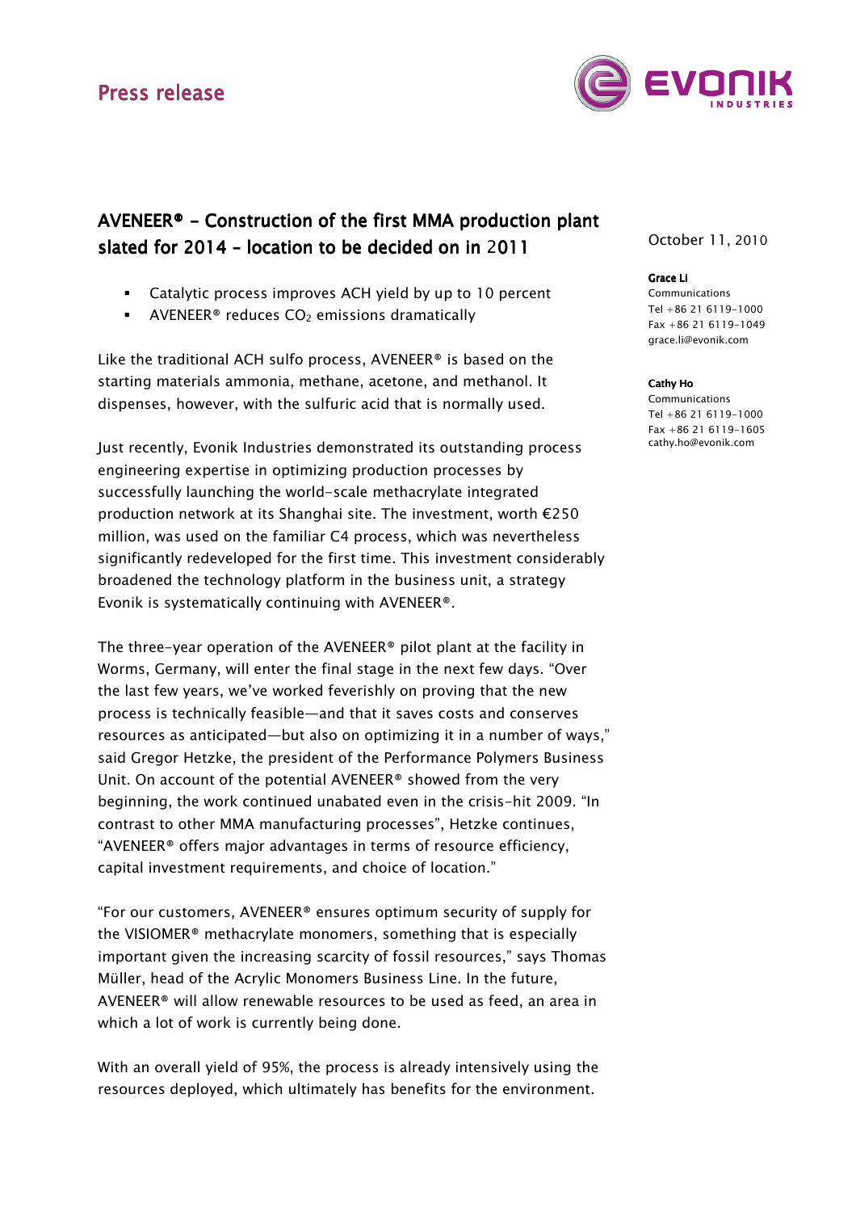Press release

# AVENEER® – Construction of the first MMA production plant slated for 2014 – location to be decided on in 2011

October 11, 2010

**Grace Li**
Communications
Tel +86 21 6119-1000
Fax +86 21 6119-1049
grace.li@evonik.com

**Cathy Ho**
Communications
Tel +86 21 6119-1000
Fax +86 21 6119-1605
cathy.ho@evonik.com

- Catalytic process improves ACH yield by up to 10 percent
- AVENEER® reduces $CO_2$ emissions dramatically

Like the traditional ACH sulfo process, AVENEER® is based on the starting materials ammonia, methane, acetone, and methanol. It dispenses, however, with the sulfuric acid that is normally used.

Just recently, Evonik Industries demonstrated its outstanding process engineering expertise in optimizing production processes by successfully launching the world-scale methacrylate integrated production network at its Shanghai site. The investment, worth €250 million, was used on the familiar C4 process, which was nevertheless significantly redeveloped for the first time. This investment considerably broadened the technology platform in the business unit, a strategy Evonik is systematically continuing with AVENEER®.

The three-year operation of the AVENEER® pilot plant at the facility in Worms, Germany, will enter the final stage in the next few days. "Over the last few years, we've worked feverishly on proving that the new process is technically feasible—and that it saves costs and conserves resources as anticipated—but also on optimizing it in a number of ways," said Gregor Hetzke, the president of the Performance Polymers Business Unit. On account of the potential AVENEER® showed from the very beginning, the work continued unabated even in the crisis-hit 2009. "In contrast to other MMA manufacturing processes", Hetzke continues, "AVENEER® offers major advantages in terms of resource efficiency, capital investment requirements, and choice of location."

"For our customers, AVENEER® ensures optimum security of supply for the VISIOMER® methacrylate monomers, something that is especially important given the increasing scarcity of fossil resources," says Thomas Müller, head of the Acrylic Monomers Business Line. In the future, AVENEER® will allow renewable resources to be used as feed, an area in which a lot of work is currently being done.

With an overall yield of 95%, the process is already intensively using the resources deployed, which ultimately has benefits for the environment.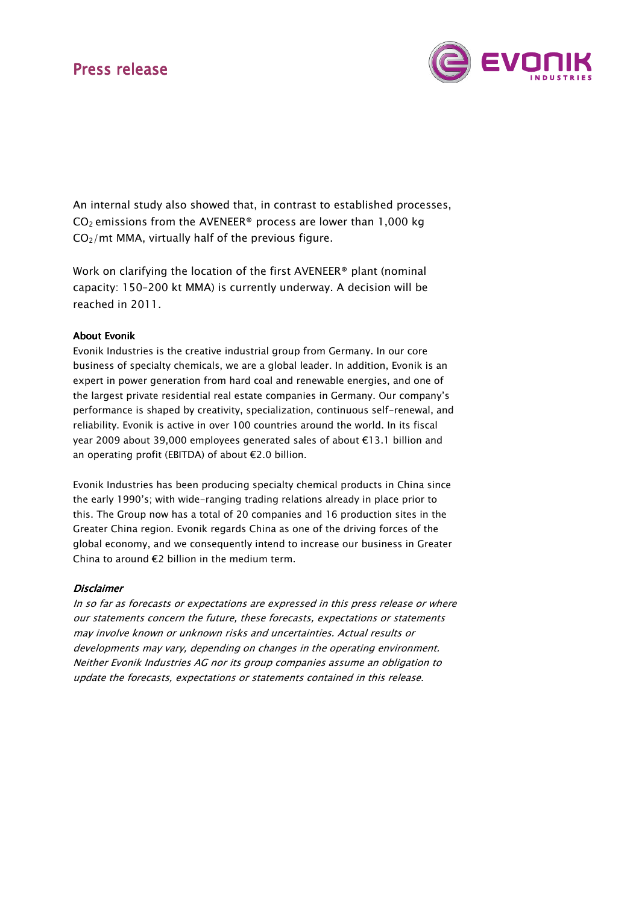An internal study also showed that, in contrast to established processes, $CO_2$ emissions from the AVENEER® process are lower than 1,000 kg $CO_2$/mt MMA, virtually half of the previous figure.

Work on clarifying the location of the first AVENEER® plant (nominal capacity: 150–200 kt MMA) is currently underway. A decision will be reached in 2011.

**About Evonik**

Evonik Industries is the creative industrial group from Germany. In our core business of specialty chemicals, we are a global leader. In addition, Evonik is an expert in power generation from hard coal and renewable energies, and one of the largest private residential real estate companies in Germany. Our company's performance is shaped by creativity, specialization, continuous self-renewal, and reliability. Evonik is active in over 100 countries around the world. In its fiscal year 2009 about 39,000 employees generated sales of about €13.1 billion and an operating profit (EBITDA) of about €2.0 billion.

Evonik Industries has been producing specialty chemical products in China since the early 1990's; with wide-ranging trading relations already in place prior to this. The Group now has a total of 20 companies and 16 production sites in the Greater China region. Evonik regards China as one of the driving forces of the global economy, and we consequently intend to increase our business in Greater China to around €2 billion in the medium term.

***Disclaimer***

*In so far as forecasts or expectations are expressed in this press release or where our statements concern the future, these forecasts, expectations or statements may involve known or unknown risks and uncertainties. Actual results or developments may vary, depending on changes in the operating environment. Neither Evonik Industries AG nor its group companies assume an obligation to update the forecasts, expectations or statements contained in this release.*